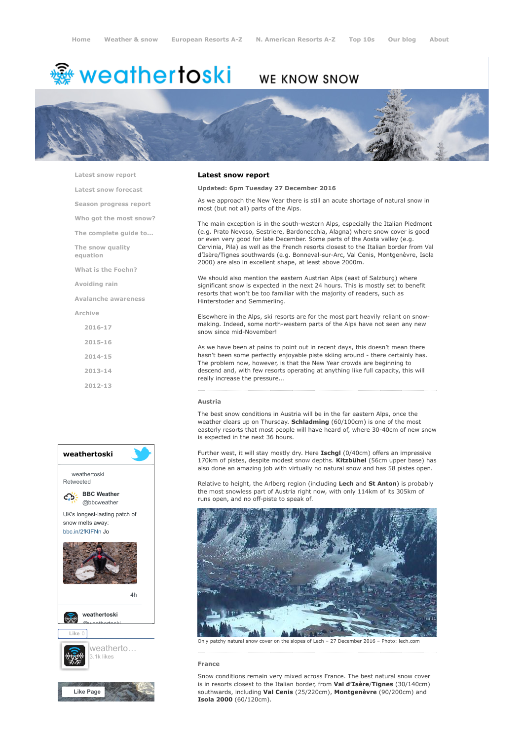Home | Weather & snow | European Resorts A-Z | N. American Resorts A-Z | Top 10s | Our blog | About

# weathertoski

WE KNOW SNOW

- Latest snow report
- Latest snow forecast
- Season progress report
- Who got the most snow?
- The complete guide to...
- The snow quality equation
- What is the Foehn?
- Avoiding rain
- Avalanche awareness
- Archive
  - 2016-17
  - 2015-16
  - 2014-15
  - 2013-14
  - 2012-13

## Latest snow report

**Updated: 6pm Tuesday 27 December 2016**

As we approach the New Year there is still an acute shortage of natural snow in most (but not all) parts of the Alps.

The main exception is in the south-western Alps, especially the Italian Piedmont (e.g. Prato Nevoso, Sestriere, Bardonecchia, Alagna) where snow cover is good or even very good for late December. Some parts of the Aosta valley (e.g. Cervinia, Pila) as well as the French resorts closest to the Italian border from Val d'Isère/Tignes southwards (e.g. Bonneval-sur-Arc, Val Cenis, Montgenèvre, Isola 2000) are also in excellent shape, at least above 2000m.

We should also mention the eastern Austrian Alps (east of Salzburg) where significant snow is expected in the next 24 hours. This is mostly set to benefit resorts that won't be too familiar with the majority of readers, such as Hinterstoder and Semmerling.

Elsewhere in the Alps, ski resorts are for the most part heavily reliant on snow-making. Indeed, some north-western parts of the Alps have not seen any new snow since mid-November!

As we have been at pains to point out in recent days, this doesn't mean there hasn't been some perfectly enjoyable piste skiing around - there certainly has. The problem now, however, is that the New Year crowds are beginning to descend and, with few resorts operating at anything like full capacity, this will really increase the pressure...

### Austria

The best snow conditions in Austria will be in the far eastern Alps, once the weather clears up on Thursday. **Schladming** (60/100cm) is one of the most easterly resorts that most people will have heard of, where 30-40cm of new snow is expected in the next 36 hours.

Further west, it will stay mostly dry. Here **Ischgl** (0/40cm) offers an impressive 170km of pistes, despite modest snow depths. **Kitzbühel** (56cm upper base) has also done an amazing job with virtually no natural snow and has 58 pistes open.

Relative to height, the Arlberg region (including **Lech** and **St Anton**) is probably the most snowless part of Austria right now, with only 114km of its 305km of runs open, and no off-piste to speak of.

Only patchy natural snow cover on the slopes of Lech – 27 December 2016 – Photo: lech.com

### France

Snow conditions remain very mixed across France. The best natural snow cover is in resorts closest to the Italian border, from **Val d'Isère/Tignes** (30/140cm) southwards, including **Val Cenis** (25/220cm), **Montgenèvre** (90/200cm) and **Isola 2000** (60/120cm).

**weathertoski**

weathertoski Retweeted

BBC Weather @bbcweather

UK's longest-lasting patch of snow melts away: bbc.in/2fKIFNn Jo

4h

weathertoski @weathertoski

Like 0

weatherto... 3.1k likes

Like Page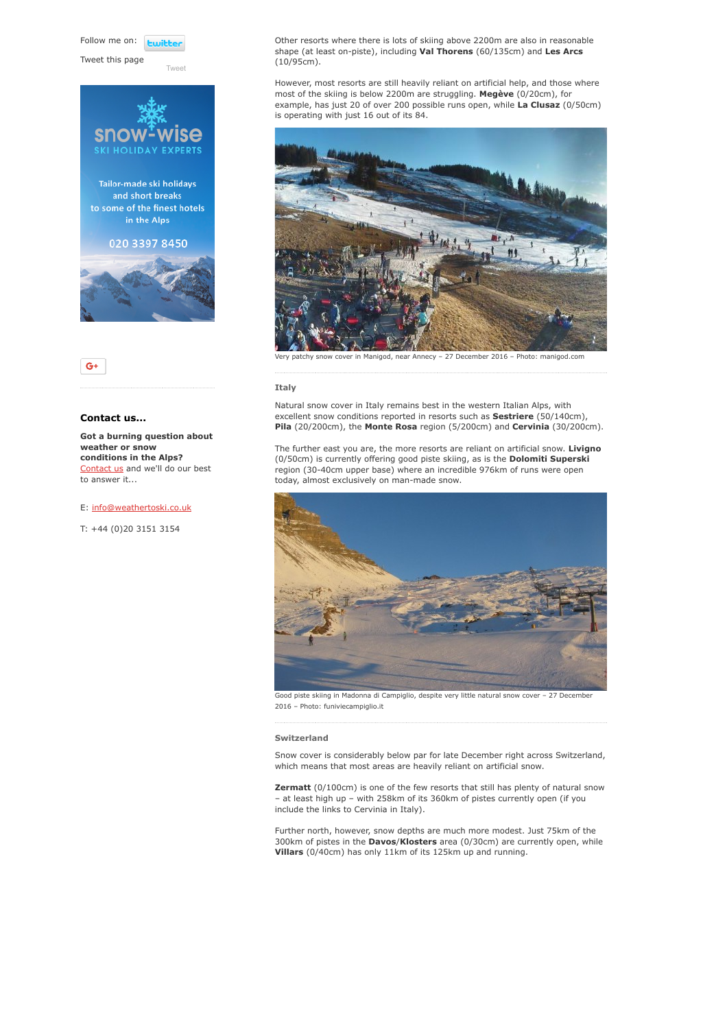Follow me on:

Tweet this page

Tweet

snow-wise SKI HOLIDAY EXPERTS

Tailor-made ski holidays and short breaks to some of the finest hotels in the Alps

020 3397 8450

### Contact us...

**Got a burning question about weather or snow conditions in the Alps?** Contact us and we'll do our best to answer it...

E: info@weathertoski.co.uk

T: +44 (0)20 3151 3154

Other resorts where there is lots of skiing above 2200m are also in reasonable shape (at least on-piste), including **Val Thorens** (60/135cm) and **Les Arcs** (10/95cm).

However, most resorts are still heavily reliant on artificial help, and those where most of the skiing is below 2200m are struggling. **Megève** (0/20cm), for example, has just 20 of over 200 possible runs open, while **La Clusaz** (0/50cm) is operating with just 16 out of its 84.

Very patchy snow cover in Manigod, near Annecy – 27 December 2016 – Photo: manigod.com

### Italy

Natural snow cover in Italy remains best in the western Italian Alps, with excellent snow conditions reported in resorts such as **Sestriere** (50/140cm), **Pila** (20/200cm), the **Monte Rosa** region (5/200cm) and **Cervinia** (30/200cm).

The further east you are, the more resorts are reliant on artificial snow. **Livigno** (0/50cm) is currently offering good piste skiing, as is the **Dolomiti Superski** region (30-40cm upper base) where an incredible 976km of runs were open today, almost exclusively on man-made snow.

Good piste skiing in Madonna di Campiglio, despite very little natural snow cover – 27 December 2016 – Photo: funiviecampiglio.it

### Switzerland

Snow cover is considerably below par for late December right across Switzerland, which means that most areas are heavily reliant on artificial snow.

**Zermatt** (0/100cm) is one of the few resorts that still has plenty of natural snow – at least high up – with 258km of its 360km of pistes currently open (if you include the links to Cervinia in Italy).

Further north, however, snow depths are much more modest. Just 75km of the 300km of pistes in the **Davos**/**Klosters** area (0/30cm) are currently open, while **Villars** (0/40cm) has only 11km of its 125km up and running.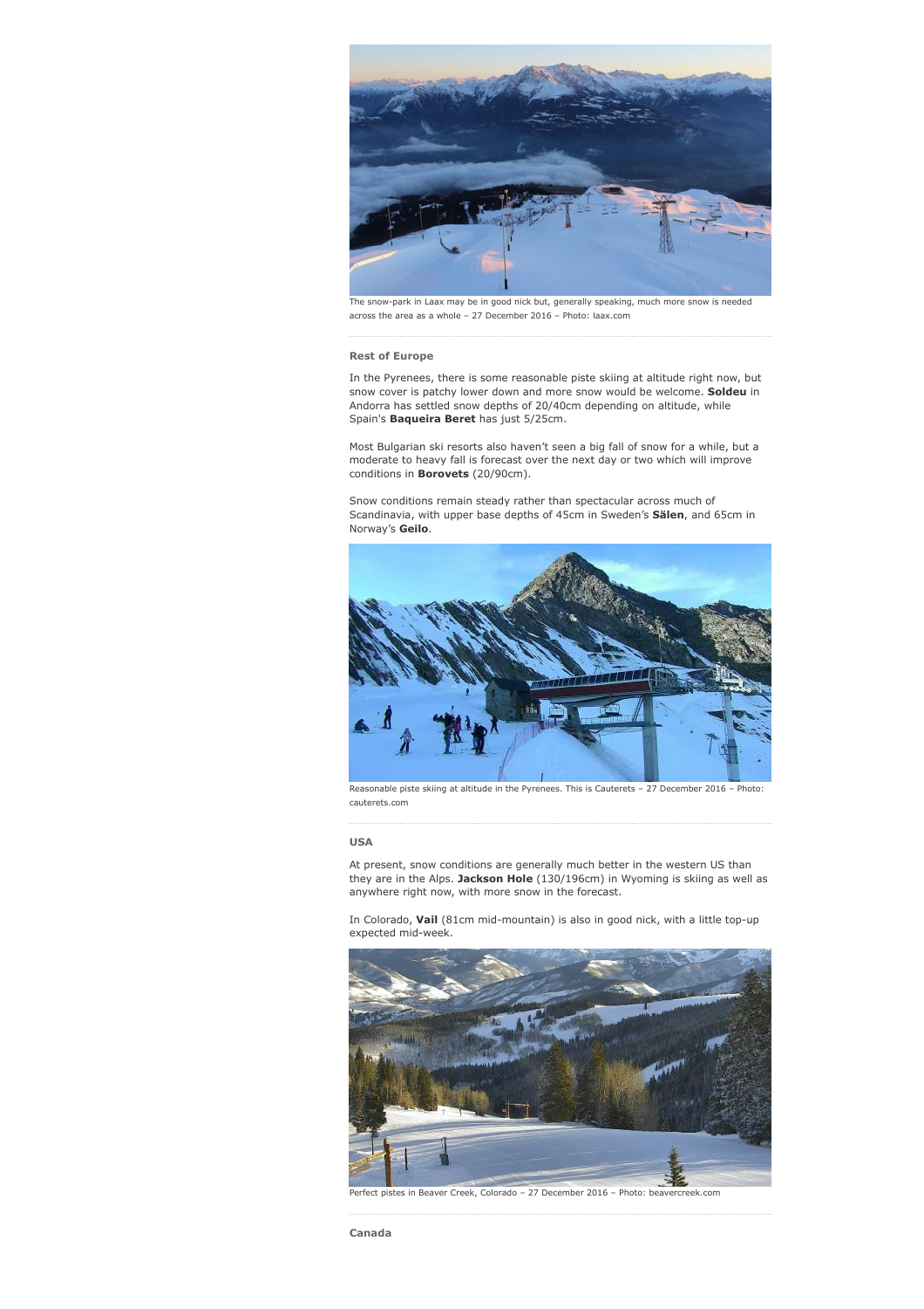The snow-park in Laax may be in good nick but, generally speaking, much more snow is needed across the area as a whole – 27 December 2016 – Photo: laax.com

### Rest of Europe

In the Pyrenees, there is some reasonable piste skiing at altitude right now, but snow cover is patchy lower down and more snow would be welcome. **Soldeu** in Andorra has settled snow depths of 20/40cm depending on altitude, while Spain's **Baqueira Beret** has just 5/25cm.

Most Bulgarian ski resorts also haven't seen a big fall of snow for a while, but a moderate to heavy fall is forecast over the next day or two which will improve conditions in **Borovets** (20/90cm).

Snow conditions remain steady rather than spectacular across much of Scandinavia, with upper base depths of 45cm in Sweden's **Sälen**, and 65cm in Norway's **Geilo**.

Reasonable piste skiing at altitude in the Pyrenees. This is Cauterets – 27 December 2016 – Photo: cauterets.com

### USA

At present, snow conditions are generally much better in the western US than they are in the Alps. **Jackson Hole** (130/196cm) in Wyoming is skiing as well as anywhere right now, with more snow in the forecast.

In Colorado, **Vail** (81cm mid-mountain) is also in good nick, with a little top-up expected mid-week.

Perfect pistes in Beaver Creek, Colorado – 27 December 2016 – Photo: beavercreek.com

### Canada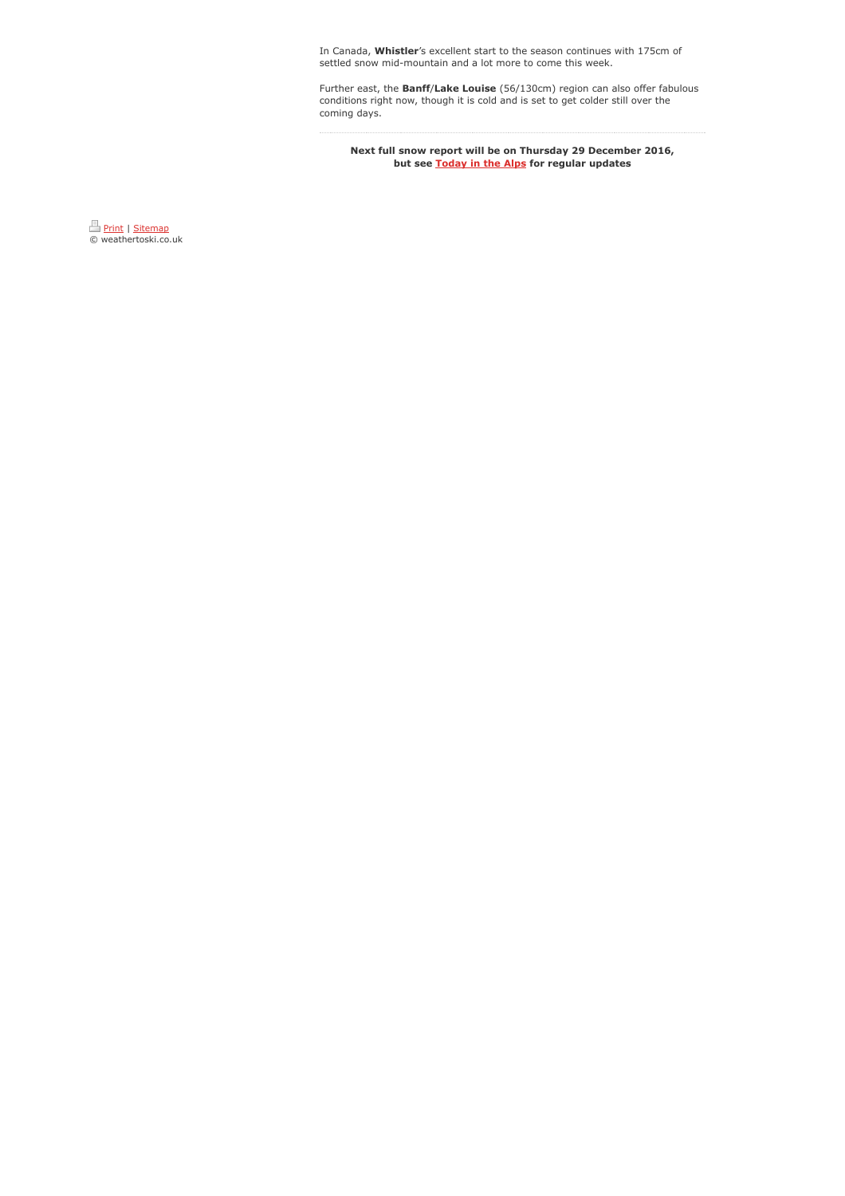In Canada, **Whistler**'s excellent start to the season continues with 175cm of settled snow mid-mountain and a lot more to come this week.

Further east, the **Banff**/**Lake Louise** (56/130cm) region can also offer fabulous conditions right now, though it is cold and is set to get colder still over the coming days.

---

**Next full snow report will be on Thursday 29 December 2016, but see Today in the Alps for regular updates**

Print | Sitemap
© weathertoski.co.uk